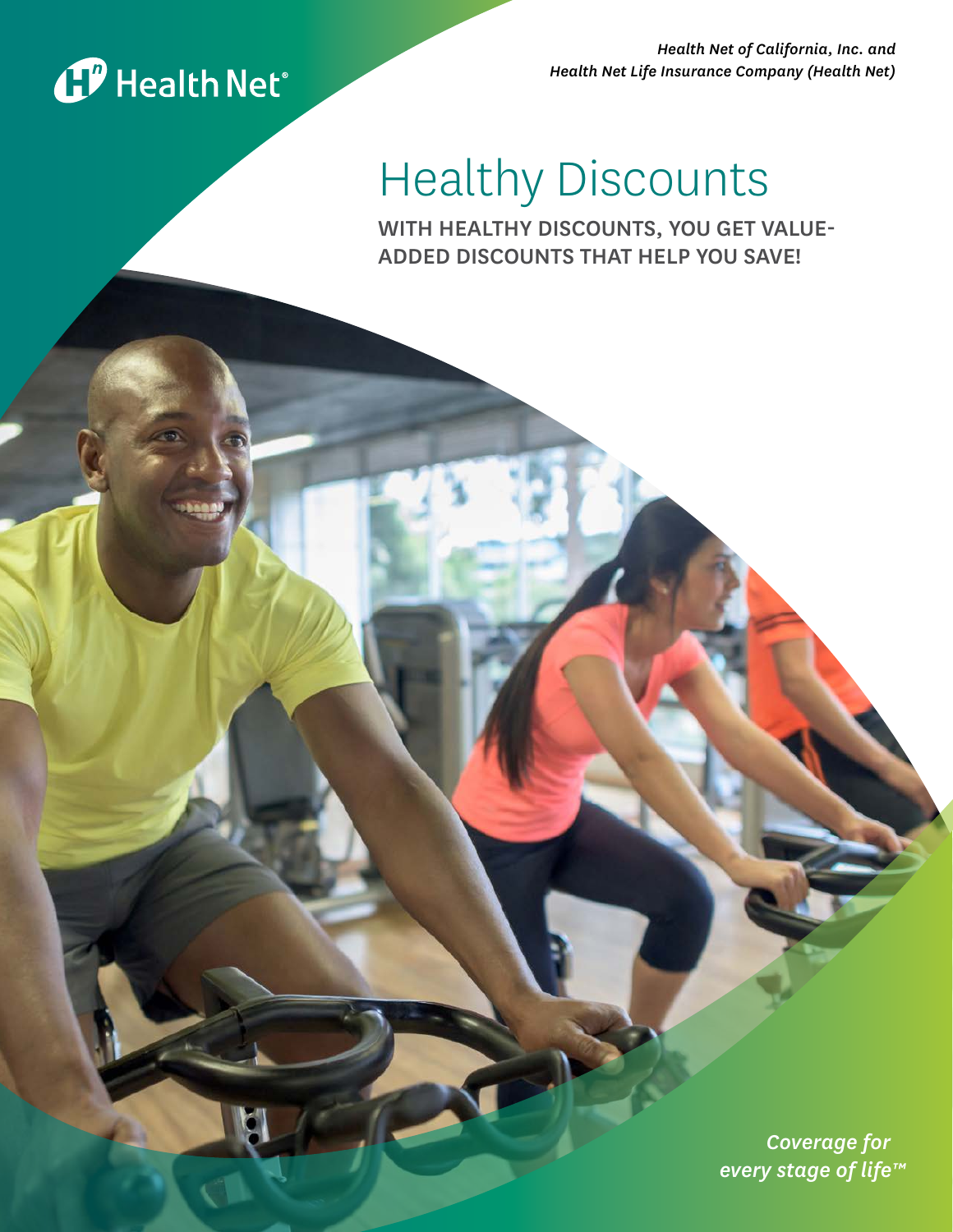Health Net®

*Health Net of California, Inc. and Health Net Life Insurance Company (Health Net)*

# Healthy Discounts

**WITH HEALTHY DISCOUNTS, YOU GET VALUE-ADDED DISCOUNTS THAT HELP YOU SAVE!**

*Coverage for every stage of life™*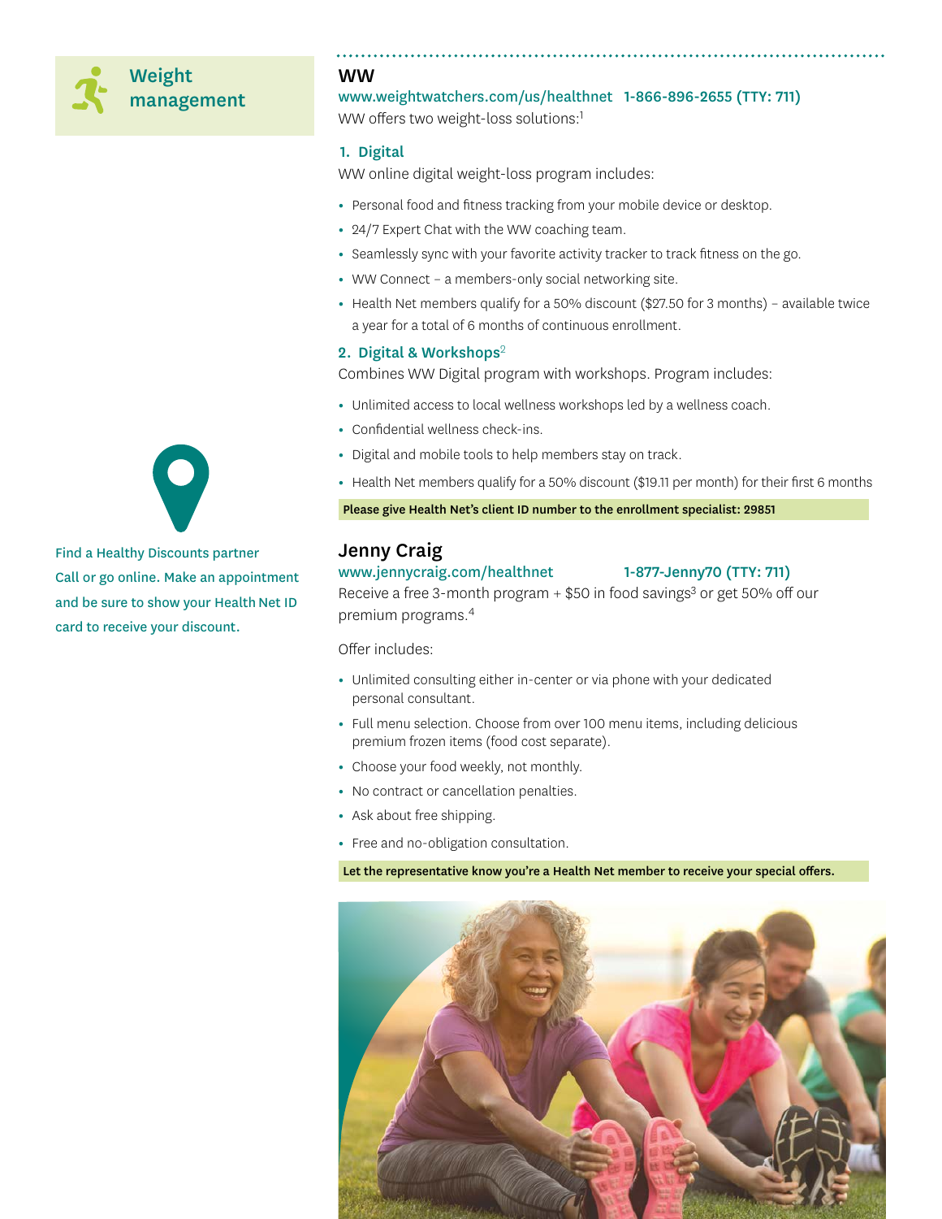## Weight management

### WW

www.weightwatchers.com/us/healthnet 1-866-896-2655 (TTY: 711)

WW offers two weight-loss solutions:[1]

#### 1. Digital

WW online digital weight-loss program includes:

- Personal food and fitness tracking from your mobile device or desktop.
- 24/7 Expert Chat with the WW coaching team.
- Seamlessly sync with your favorite activity tracker to track fitness on the go.
- WW Connect – a members-only social networking site.
- Health Net members qualify for a 50% discount ($27.50 for 3 months) – available twice a year for a total of 6 months of continuous enrollment.

#### 2. Digital & Workshops[2]

Combines WW Digital program with workshops. Program includes:

- Unlimited access to local wellness workshops led by a wellness coach.
- Confidential wellness check-ins.
- Digital and mobile tools to help members stay on track.
- Health Net members qualify for a 50% discount ($19.11 per month) for their first 6 months

**Please give Health Net's client ID number to the enrollment specialist: 29851**

Find a Healthy Discounts partner
Call or go online. Make an appointment and be sure to show your Health Net ID card to receive your discount.

### Jenny Craig

www.jennycraig.com/healthnet 1-877-Jenny70 (TTY: 711)

Receive a free 3-month program + $50 in food savings[3] or get 50% off our premium programs.[4]

Offer includes:

- Unlimited consulting either in-center or via phone with your dedicated personal consultant.
- Full menu selection. Choose from over 100 menu items, including delicious premium frozen items (food cost separate).
- Choose your food weekly, not monthly.
- No contract or cancellation penalties.
- Ask about free shipping.
- Free and no-obligation consultation.

**Let the representative know you're a Health Net member to receive your special offers.**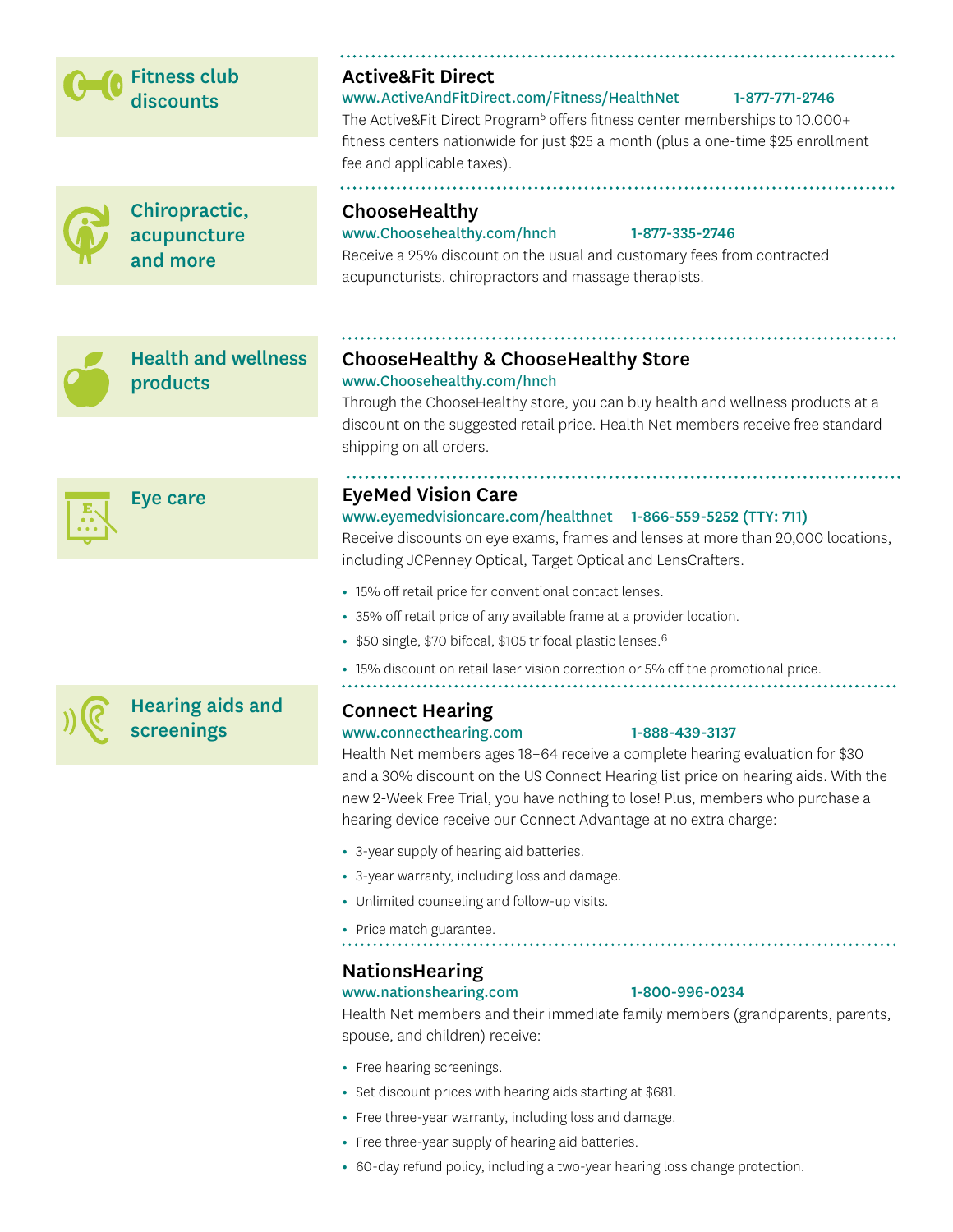## Fitness club discounts

### Active&Fit Direct

www.ActiveAndFitDirect.com/Fitness/HealthNet 1-877-771-2746

The Active&Fit Direct Program[5] offers fitness center memberships to 10,000+ fitness centers nationwide for just $25 a month (plus a one-time $25 enrollment fee and applicable taxes).

## Chiropractic, acupuncture and more

### ChooseHealthy

www.Choosehealthy.com/hnch 1-877-335-2746

Receive a 25% discount on the usual and customary fees from contracted acupuncturists, chiropractors and massage therapists.

## Health and wellness products

### ChooseHealthy & ChooseHealthy Store

www.Choosehealthy.com/hnch

Through the ChooseHealthy store, you can buy health and wellness products at a discount on the suggested retail price. Health Net members receive free standard shipping on all orders.

## Eye care

### EyeMed Vision Care

www.eyemedvisioncare.com/healthnet 1-866-559-5252 (TTY: 711)

Receive discounts on eye exams, frames and lenses at more than 20,000 locations, including JCPenney Optical, Target Optical and LensCrafters.

- 15% off retail price for conventional contact lenses.
- 35% off retail price of any available frame at a provider location.
- $50 single, $70 bifocal, $105 trifocal plastic lenses.[6]
- 15% discount on retail laser vision correction or 5% off the promotional price.

## Hearing aids and screenings

### Connect Hearing

www.connecthearing.com 1-888-439-3137

Health Net members ages 18–64 receive a complete hearing evaluation for $30 and a 30% discount on the US Connect Hearing list price on hearing aids. With the new 2-Week Free Trial, you have nothing to lose! Plus, members who purchase a hearing device receive our Connect Advantage at no extra charge:

- 3-year supply of hearing aid batteries.
- 3-year warranty, including loss and damage.
- Unlimited counseling and follow-up visits.
- Price match guarantee.

### NationsHearing

www.nationshearing.com 1-800-996-0234

Health Net members and their immediate family members (grandparents, parents, spouse, and children) receive:

- Free hearing screenings.
- Set discount prices with hearing aids starting at $681.
- Free three-year warranty, including loss and damage.
- Free three-year supply of hearing aid batteries.
- 60-day refund policy, including a two-year hearing loss change protection.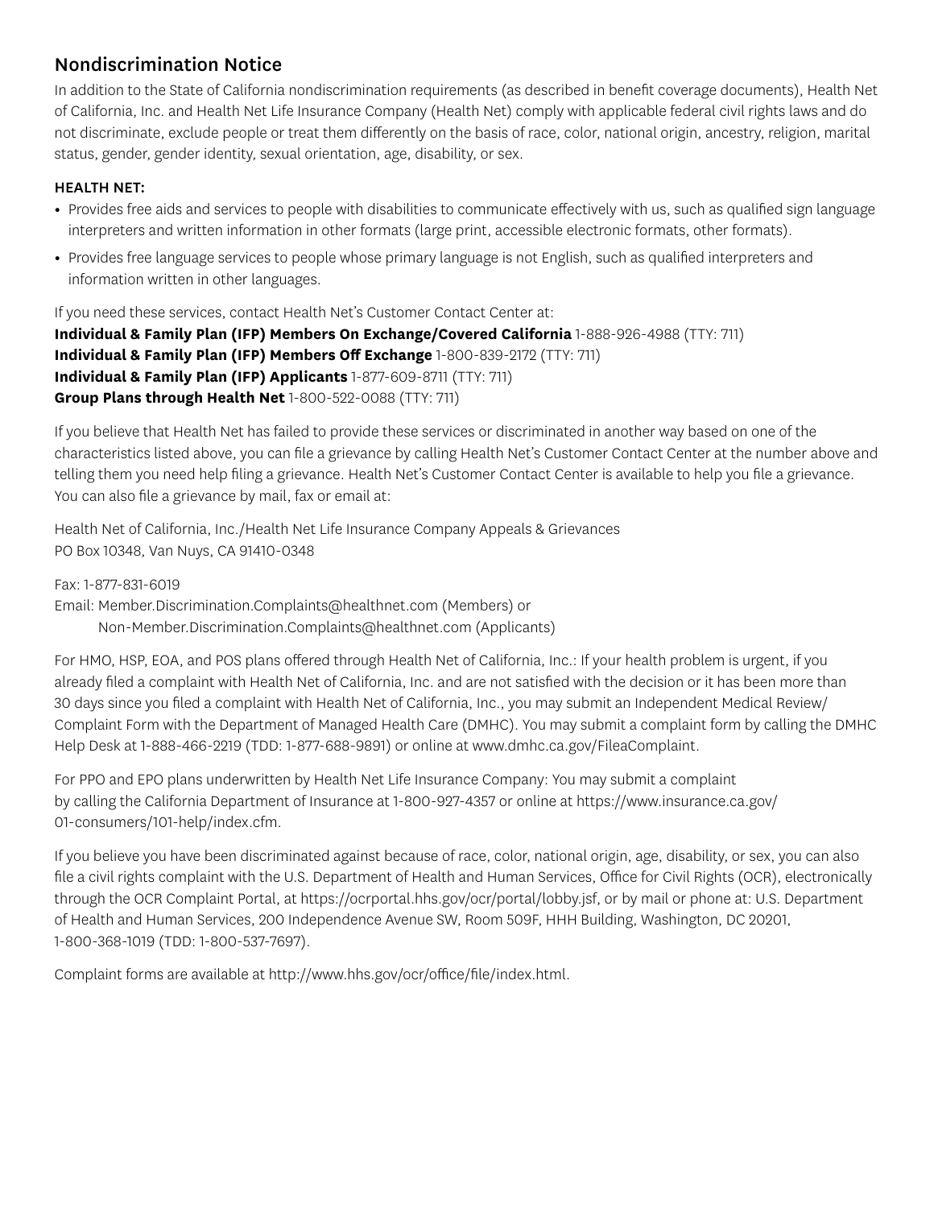## Nondiscrimination Notice

In addition to the State of California nondiscrimination requirements (as described in benefit coverage documents), Health Net of California, Inc. and Health Net Life Insurance Company (Health Net) comply with applicable federal civil rights laws and do not discriminate, exclude people or treat them differently on the basis of race, color, national origin, ancestry, religion, marital status, gender, gender identity, sexual orientation, age, disability, or sex.

**HEALTH NET:**

- Provides free aids and services to people with disabilities to communicate effectively with us, such as qualified sign language interpreters and written information in other formats (large print, accessible electronic formats, other formats).
- Provides free language services to people whose primary language is not English, such as qualified interpreters and information written in other languages.

If you need these services, contact Health Net's Customer Contact Center at:
**Individual & Family Plan (IFP) Members On Exchange/Covered California** 1-888-926-4988 (TTY: 711)
**Individual & Family Plan (IFP) Members Off Exchange** 1-800-839-2172 (TTY: 711)
**Individual & Family Plan (IFP) Applicants** 1-877-609-8711 (TTY: 711)
**Group Plans through Health Net** 1-800-522-0088 (TTY: 711)

If you believe that Health Net has failed to provide these services or discriminated in another way based on one of the characteristics listed above, you can file a grievance by calling Health Net's Customer Contact Center at the number above and telling them you need help filing a grievance. Health Net's Customer Contact Center is available to help you file a grievance. You can also file a grievance by mail, fax or email at:

Health Net of California, Inc./Health Net Life Insurance Company Appeals & Grievances
PO Box 10348, Van Nuys, CA 91410-0348

Fax: 1-877-831-6019
Email: Member.Discrimination.Complaints@healthnet.com (Members) or
Non-Member.Discrimination.Complaints@healthnet.com (Applicants)

For HMO, HSP, EOA, and POS plans offered through Health Net of California, Inc.: If your health problem is urgent, if you already filed a complaint with Health Net of California, Inc. and are not satisfied with the decision or it has been more than 30 days since you filed a complaint with Health Net of California, Inc., you may submit an Independent Medical Review/Complaint Form with the Department of Managed Health Care (DMHC). You may submit a complaint form by calling the DMHC Help Desk at 1-888-466-2219 (TDD: 1-877-688-9891) or online at www.dmhc.ca.gov/FileaComplaint.

For PPO and EPO plans underwritten by Health Net Life Insurance Company: You may submit a complaint by calling the California Department of Insurance at 1-800-927-4357 or online at https://www.insurance.ca.gov/01-consumers/101-help/index.cfm.

If you believe you have been discriminated against because of race, color, national origin, age, disability, or sex, you can also file a civil rights complaint with the U.S. Department of Health and Human Services, Office for Civil Rights (OCR), electronically through the OCR Complaint Portal, at https://ocrportal.hhs.gov/ocr/portal/lobby.jsf, or by mail or phone at: U.S. Department of Health and Human Services, 200 Independence Avenue SW, Room 509F, HHH Building, Washington, DC 20201, 1-800-368-1019 (TDD: 1-800-537-7697).

Complaint forms are available at http://www.hhs.gov/ocr/office/file/index.html.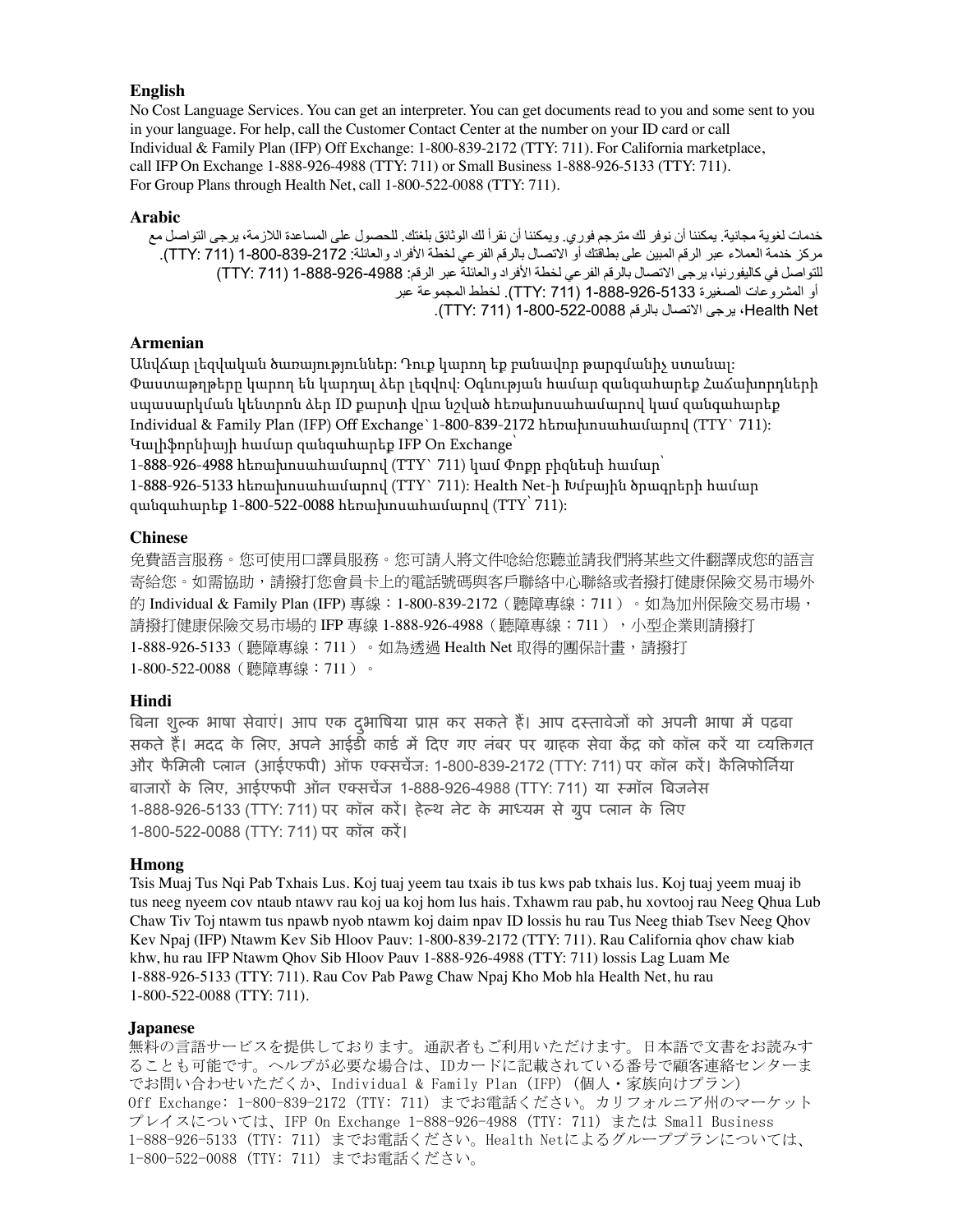**English**

No Cost Language Services. You can get an interpreter. You can get documents read to you and some sent to you in your language. For help, call the Customer Contact Center at the number on your ID card or call Individual & Family Plan (IFP) Off Exchange: 1-800-839-2172 (TTY: 711). For California marketplace, call IFP On Exchange 1-888-926-4988 (TTY: 711) or Small Business 1-888-926-5133 (TTY: 711). For Group Plans through Health Net, call 1-800-522-0088 (TTY: 711).

**Arabic**

خدمات لغوية مجانية. يمكننا أن نوفر لك مترجم فوري. ويمكننا أن نقرأ لك الوثائق بلغتك. للحصول على المساعدة اللازمة، يرجى التواصل مع مركز خدمة العملاء عبر الرقم المبين على بطاقتك أو الاتصال بالرقم الفرعي لخطة الأفراد والعائلة: 1-800-839-2172 (TTY: 711). للتواصل في كاليفورنيا، يرجى الاتصال بالرقم الفرعي لخطة الأفراد والعائلة عبر الرقم: 1-888-926-4988 (TTY: 711) أو المشروعات الصغيرة 1-888-926-5133 (TTY: 711). لخطط المجموعة عبر Health Net، يرجى الاتصال بالرقم 1-800-522-0088 (TTY: 711).

**Armenian**

Անվճար լեզվական ծառայություններ: Դուք կարող եք բանավոր թարգմանիչ ստանալ: Փաստաթղթերը կարող են կարդալ ձեր լեզվով: Օգնության համար զանգահարեք Հաճախորդների սպասարկման կենտրոն ձեր ID քարտի վրա նշված հեռախոսահամարով կամ զանգահարեք Individual & Family Plan (IFP) Off Exchange՝ 1-800-839-2172 հեռախոսահամարով (TTY՝ 711): Կալիֆորնիայի համար զանգահարեք IFP On Exchange՝ 1-888-926-4988 հեռախոսահամարով (TTY՝ 711) կամ Փոքր բիզնեսի համար՝ 1-888-926-5133 հեռախոսահամարով (TTY՝ 711): Health Net-ի Խմբային ծրագրերի համար զանգահարեք 1-800-522-0088 հեռախոսահամարով (TTY՝ 711):

**Chinese**

免費語言服務。您可使用口譯員服務。您可請人將文件唸給您聽並請我們將某些文件翻譯成您的語言寄給您。如需協助，請撥打您會員卡上的電話號碼與客戶聯絡中心聯絡或者撥打健康保險交易市場外的 Individual & Family Plan (IFP) 專線：1-800-839-2172（聽障專線：711）。如為加州保險交易市場，請撥打健康保險交易市場的 IFP 專線 1-888-926-4988（聽障專線：711），小型企業則請撥打 1-888-926-5133（聽障專線：711）。如為透過 Health Net 取得的團保計畫，請撥打 1-800-522-0088（聽障專線：711）。

**Hindi**

बिना शुल्क भाषा सेवाएं। आप एक दुभाषिया प्राप्त कर सकते हैं। आप दस्तावेजों को अपनी भाषा में पढ़वा सकते हैं। मदद के लिए, अपने आईडी कार्ड में दिए गए नंबर पर ग्राहक सेवा केंद्र को कॉल करें या व्यक्तिगत और फैमिली प्लान (आईएफपी) ऑफ एक्सचेंज: 1-800-839-2172 (TTY: 711) पर कॉल करें। कैलिफोर्निया बाजारों के लिए, आईएफपी ऑन एक्सचेंज 1-888-926-4988 (TTY: 711) या स्मॉल बिजनेस 1-888-926-5133 (TTY: 711) पर कॉल करें। हेल्थ नेट के माध्यम से ग्रुप प्लान के लिए 1-800-522-0088 (TTY: 711) पर कॉल करें।

**Hmong**

Tsis Muaj Tus Nqi Pab Txhais Lus. Koj tuaj yeem tau txais ib tus kws pab txhais lus. Koj tuaj yeem muaj ib tus neeg nyeem cov ntaub ntawv rau koj ua koj hom lus hais. Txhawm rau pab, hu xovtooj rau Neeg Qhua Lub Chaw Tiv Toj ntawm tus npawb nyob ntawm koj daim npav ID lossis hu rau Tus Neeg thiab Tsev Neeg Qhov Kev Npaj (IFP) Ntawm Kev Sib Hloov Pauv: 1-800-839-2172 (TTY: 711). Rau California qhov chaw kiab khw, hu rau IFP Ntawm Qhov Sib Hloov Pauv 1-888-926-4988 (TTY: 711) lossis Lag Luam Me 1-888-926-5133 (TTY: 711). Rau Cov Pab Pawg Chaw Npaj Kho Mob hla Health Net, hu rau 1-800-522-0088 (TTY: 711).

**Japanese**

無料の言語サービスを提供しております。通訳者もご利用いただけます。日本語で文書をお読みすることも可能です。ヘルプが必要な場合は、IDカードに記載されている番号で顧客連絡センターまでお問い合わせいただくか、Individual & Family Plan (IFP) (個人・家族向けプラン) Off Exchange: 1-800-839-2172 (TTY: 711) までお電話ください。カリフォルニア州のマーケットプレイスについては、IFP On Exchange 1-888-926-4988 (TTY: 711) または Small Business 1-888-926-5133 (TTY: 711) までお電話ください。Health Netによるグループプランについては、1-800-522-0088 (TTY: 711) までお電話ください。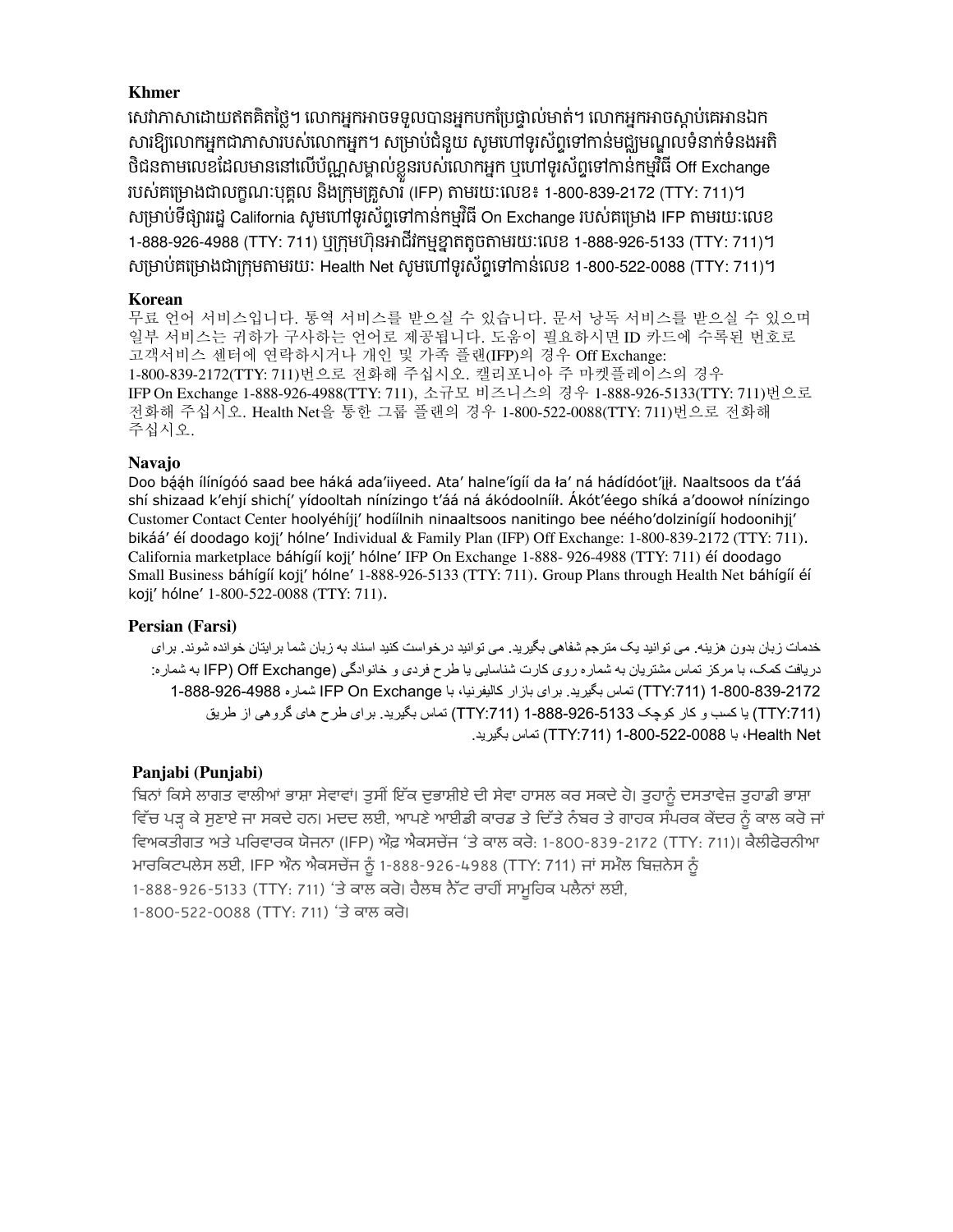**Khmer**

សេវាភាសាដោយឥតគិតថ្លៃ។ លោកអ្នកអាចទទួលបានអ្នកបកប្រែផ្ទាល់មាត់។ លោកអ្នកអាចស្តាប់គេអានឯកសារឱ្យលោកអ្នកជាភាសារបស់លោកអ្នក។ សម្រាប់ជំនួយ សូមហៅទូរស័ព្ទទៅកាន់មជ្ឈមណ្ឌលទំនាក់ទំនងអតិថិជនតាមលេខដែលមាននៅលើប័ណ្ណសម្គាល់ខ្លួនរបស់លោកអ្នក ឬហៅទូរស័ព្ទទៅកាន់កម្មវិធី Off Exchange របស់គម្រោងជាលក្ខណៈបុគ្គល និងក្រុមគ្រួសារ (IFP) តាមរយៈលេខ៖ 1-800-839-2172 (TTY: 711)។ សម្រាប់ទីផ្សាររដ្ឋ California សូមហៅទូរស័ព្ទទៅកាន់កម្មវិធី On Exchange របស់គម្រោង IFP តាមរយៈលេខ 1-888-926-4988 (TTY: 711) ឬក្រុមហ៊ុនអាជីវកម្មខ្នាតតូចតាមរយៈលេខ 1-888-926-5133 (TTY: 711)។ សម្រាប់គម្រោងជាក្រុមតាមរយៈ Health Net សូមហៅទូរស័ព្ទទៅកាន់លេខ 1-800-522-0088 (TTY: 711)។

**Korean**

무료 언어 서비스입니다. 통역 서비스를 받으실 수 있습니다. 문서 낭독 서비스를 받으실 수 있으며 일부 서비스는 귀하가 구사하는 언어로 제공됩니다. 도움이 필요하시면 ID 카드에 수록된 번호로 고객서비스 센터에 연락하시거나 개인 및 가족 플랜(IFP)의 경우 Off Exchange: 1-800-839-2172(TTY: 711)번으로 전화해 주십시오. 캘리포니아 주 마켓플레이스의 경우 IFP On Exchange 1-888-926-4988(TTY: 711), 소규모 비즈니스의 경우 1-888-926-5133(TTY: 711)번으로 전화해 주십시오. Health Net을 통한 그룹 플랜의 경우 1-800-522-0088(TTY: 711)번으로 전화해 주십시오.

**Navajo**

Doo bą́ą́h ílínígóó saad bee háká ada'iiyeed. Ata' halne'ígíí da ła' ná hádídóot'įįł. Naaltsoos da t'áá shí shizaad k'ehjí shichį' yídooltah nínízingo t'áá ná ákódoolnííł. Akót'éego shíká a'doowoł nínízingo Customer Contact Center hoolyéhíjį' hodíílnih ninaaltsoos nanitingo bee nééhozinígíí bee nééhó'dolzinígíí hodoonihjį' bikáá' éí doodago kojį' hólne' Individual & Family Plan (IFP) Off Exchange: 1-800-839-2172 (TTY: 711). California marketplace báhígíí kojį' hólne' IFP On Exchange 1-888- 926-4988 (TTY: 711) éí doodago Small Business báhígíí kojį' hólne' 1-888-926-5133 (TTY: 711). Group Plans through Health Net báhígíí éí kojį' hólne' 1-800-522-0088 (TTY: 711).

**Persian (Farsi)**

خدمات زبان بدون هزینه. می توانید یک مترجم شفاهی بگیرید. می توانید درخواست کنید اسناد به زبان شما برایتان خوانده شوند. برای دریافت کمک، با مرکز تماس مشتریان به شماره روی کارت شناسایی یا طرح فردی و خانوادگی (IFP) Off Exchange) به شماره: 1-800-839-2172 (TTY:711) تماس بگیرید. برای بازار کالیفرنیا، با IFP On Exchange شماره 1-888-926-4988 (TTY:711) یا کسب و کار کوچک 1-888-926-5133 (TTY:711) تماس بگیرید. برای طرح های گروهی از طریق Health Net، با 1-800-522-0088 (TTY:711) تماس بگیرید.

**Panjabi (Punjabi)**

ਬਿਨਾਂ ਕਿਸੇ ਲਾਗਤ ਵਾਲੀਆਂ ਭਾਸ਼ਾ ਸੇਵਾਵਾਂ। ਤੁਸੀਂ ਇੱਕ ਦੁਭਾਸ਼ੀਏ ਦੀ ਸੇਵਾ ਹਾਸਲ ਕਰ ਸਕਦੇ ਹੋ। ਤੁਹਾਨੂੰ ਦਸਤਾਵੇਜ਼ ਤੁਹਾਡੀ ਭਾਸ਼ਾ ਵਿੱਚ ਪੜ੍ਹ ਕੇ ਸੁਣਾਏ ਜਾ ਸਕਦੇ ਹਨ। ਮਦਦ ਲਈ, ਆਪਣੇ ਆਈਡੀ ਕਾਰਡ ਤੇ ਦਿੱਤੇ ਨੰਬਰ ਤੇ ਗਾਹਕ ਸੰਪਰਕ ਕੇਂਦਰ ਨੂੰ ਕਾਲ ਕਰੋ ਜਾਂ ਵਿਅਕਤੀਗਤ ਅਤੇ ਪਰਿਵਾਰਕ ਯੋਜਨਾ (IFP) ਔਫ਼ ਐਕਸਚੇਂਜ 'ਤੇ ਕਾਲ ਕਰੋ: 1-800-839-2172 (TTY: 711)। ਕੈਲੀਫੋਰਨੀਆ ਮਾਰਕਿਟਪਲੇਸ ਲਈ, IFP ਔਨ ਐਕਸਚੇਂਜ ਨੂੰ 1-888-926-4988 (TTY: 711) ਜਾਂ ਸਮੌਲ ਬਿਜ਼ਨੇਸ ਨੂੰ 1-888-926-5133 (TTY: 711) 'ਤੇ ਕਾਲ ਕਰੋ। ਹੈਲਥ ਨੈੱਟ ਰਾਹੀਂ ਸਾਮੂਹਿਕ ਪਲੈਨਾਂ ਲਈ, 1-800-522-0088 (TTY: 711) 'ਤੇ ਕਾਲ ਕਰੋ।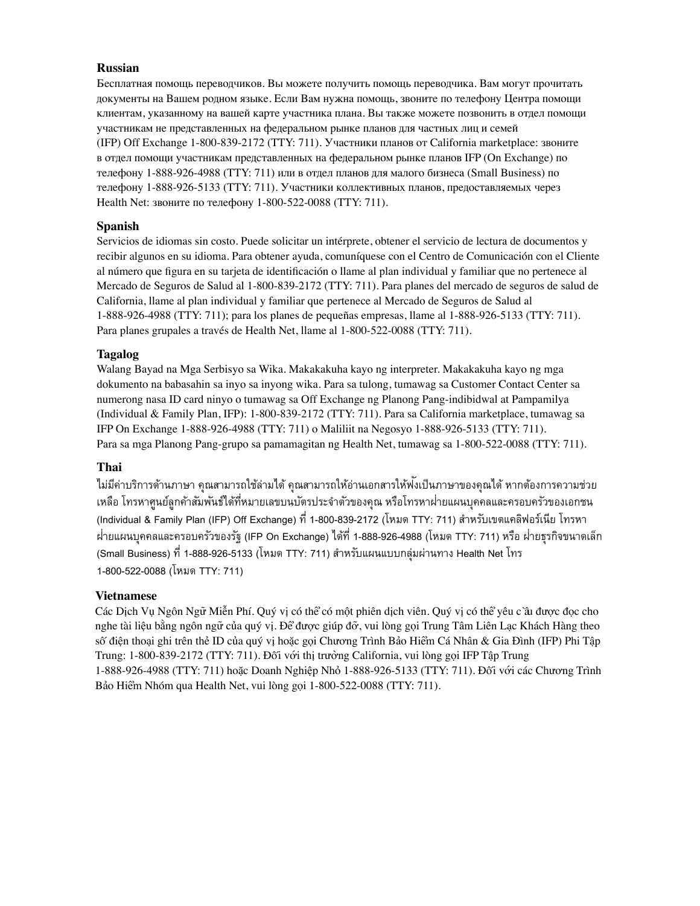**Russian**

Бесплатная помощь переводчиков. Вы можете получить помощь переводчика. Вам могут прочитать документы на Вашем родном языке. Если Вам нужна помощь, звоните по телефону Центра помощи клиентам, указанному на вашей карте участника плана. Вы также можете позвонить в отдел помощи участникам не представленных на федеральном рынке планов для частных лиц и семей (IFP) Off Exchange 1-800-839-2172 (TTY: 711). Участники планов от California marketplace: звоните в отдел помощи участникам представленных на федеральном рынке планов IFP (On Exchange) по телефону 1-888-926-4988 (TTY: 711) или в отдел планов для малого бизнеса (Small Business) по телефону 1-888-926-5133 (TTY: 711). Участники коллективных планов, предоставляемых через Health Net: звоните по телефону 1-800-522-0088 (TTY: 711).

**Spanish**

Servicios de idiomas sin costo. Puede solicitar un intérprete, obtener el servicio de lectura de documentos y recibir algunos en su idioma. Para obtener ayuda, comuníquese con el Centro de Comunicación con el Cliente al número que figura en su tarjeta de identificación o llame al plan individual y familiar que no pertenece al Mercado de Seguros de Salud al 1-800-839-2172 (TTY: 711). Para planes del mercado de seguros de salud de California, llame al plan individual y familiar que pertenece al Mercado de Seguros de Salud al 1-888-926-4988 (TTY: 711); para los planes de pequeñas empresas, llame al 1-888-926-5133 (TTY: 711). Para planes grupales a través de Health Net, llame al 1-800-522-0088 (TTY: 711).

**Tagalog**

Walang Bayad na Mga Serbisyo sa Wika. Makakakuha kayo ng interpreter. Makakakuha kayo ng mga dokumento na babasahin sa inyo sa inyong wika. Para sa tulong, tumawag sa Customer Contact Center sa numerong nasa ID card ninyo o tumawag sa Off Exchange ng Planong Pang-indibidwal at Pampamilya (Individual & Family Plan, IFP): 1-800-839-2172 (TTY: 711). Para sa California marketplace, tumawag sa IFP On Exchange 1-888-926-4988 (TTY: 711) o Maliliit na Negosyo 1-888-926-5133 (TTY: 711). Para sa mga Planong Pang-grupo sa pamamagitan ng Health Net, tumawag sa 1-800-522-0088 (TTY: 711).

**Thai**

ไม่มีค่าบริการด้านภาษา คุณสามารถใช้ล่ามได้ คุณสามารถให้อ่านเอกสารให้ฟังเป็นภาษาของคุณได้ หากต้องการความช่วยเหลือ โทรหาศูนย์ลูกค้าสัมพันธ์ได้ที่หมายเลขบนบัตรประจำตัวของคุณ หรือโทรหาฝ่ายแผนบุคคลและครอบครัวของเอกชน (Individual & Family Plan (IFP) Off Exchange) ที่ 1-800-839-2172 (โหมด TTY: 711) สำหรับเขตแคลิฟอร์เนีย โทรหาฝ่ายแผนบุคคลและครอบครัวของรัฐ (IFP On Exchange) ได้ที่ 1-888-926-4988 (โหมด TTY: 711) หรือ ฝ่ายธุรกิจขนาดเล็ก (Small Business) ที่ 1-888-926-5133 (โหมด TTY: 711) สำหรับแผนแบบกลุ่มผ่านทาง Health Net โทร 1-800-522-0088 (โหมด TTY: 711)

**Vietnamese**

Các Dịch Vụ Ngôn Ngữ Miễn Phí. Quý vị có thể có một phiên dịch viên. Quý vị có thể yêu cầu được đọc cho nghe tài liệu bằng ngôn ngữ của quý vị. Để được giúp đỡ, vui lòng gọi Trung Tâm Liên Lạc Khách Hàng theo số điện thoại ghi trên thẻ ID của quý vị hoặc gọi Chương Trình Bảo Hiểm Cá Nhân & Gia Đình (IFP) Phi Tập Trung: 1-800-839-2172 (TTY: 711). Đối với thị trường California, vui lòng gọi IFP Tập Trung 1-888-926-4988 (TTY: 711) hoặc Doanh Nghiệp Nhỏ 1-888-926-5133 (TTY: 711). Đối với các Chương Trình Bảo Hiểm Nhóm qua Health Net, vui lòng gọi 1-800-522-0088 (TTY: 711).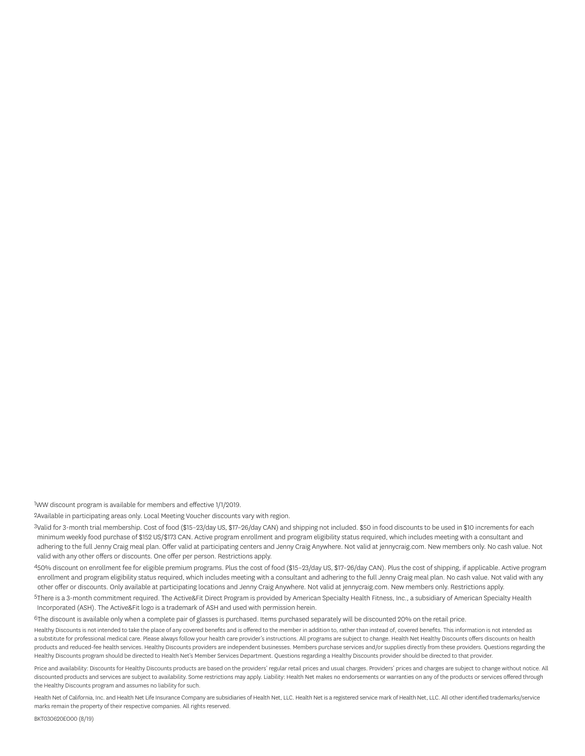[1]WW discount program is available for members and effective 1/1/2019.

[2]Available in participating areas only. Local Meeting Voucher discounts vary with region.

[3]Valid for 3-month trial membership. Cost of food ($15–23/day US, $17–26/day CAN) and shipping not included. $50 in food discounts to be used in $10 increments for each minimum weekly food purchase of $152 US/$173 CAN. Active program enrollment and program eligibility status required, which includes meeting with a consultant and adhering to the full Jenny Craig meal plan. Offer valid at participating centers and Jenny Craig Anywhere. Not valid at jennycraig.com. New members only. No cash value. Not valid with any other offers or discounts. One offer per person. Restrictions apply.

[4]50% discount on enrollment fee for eligible premium programs. Plus the cost of food ($15–23/day US, $17–26/day CAN). Plus the cost of shipping, if applicable. Active program enrollment and program eligibility status required, which includes meeting with a consultant and adhering to the full Jenny Craig meal plan. No cash value. Not valid with any other offer or discounts. Only available at participating locations and Jenny Craig Anywhere. Not valid at jennycraig.com. New members only. Restrictions apply.

[5]There is a 3-month commitment required. The Active&Fit Direct Program is provided by American Specialty Health Fitness, Inc., a subsidiary of American Specialty Health Incorporated (ASH). The Active&Fit logo is a trademark of ASH and used with permission herein.

[6]The discount is available only when a complete pair of glasses is purchased. Items purchased separately will be discounted 20% on the retail price.

Healthy Discounts is not intended to take the place of any covered benefits and is offered to the member in addition to, rather than instead of, covered benefits. This information is not intended as a substitute for professional medical care. Please always follow your health care provider's instructions. All programs are subject to change. Health Net Healthy Discounts offers discounts on health products and reduced-fee health services. Healthy Discounts providers are independent businesses. Members purchase services and/or supplies directly from these providers. Questions regarding the Healthy Discounts program should be directed to Health Net's Member Services Department. Questions regarding a Healthy Discounts provider should be directed to that provider.

Price and availability: Discounts for Healthy Discounts products are based on the providers' regular retail prices and usual charges. Providers' prices and charges are subject to change without notice. All discounted products and services are subject to availability. Some restrictions may apply. Liability: Health Net makes no endorsements or warranties on any of the products or services offered through the Healthy Discounts program and assumes no liability for such.

Health Net of California, Inc. and Health Net Life Insurance Company are subsidiaries of Health Net, LLC. Health Net is a registered service mark of Health Net, LLC. All other identified trademarks/service marks remain the property of their respective companies. All rights reserved.

BKT030620EO00 (8/19)